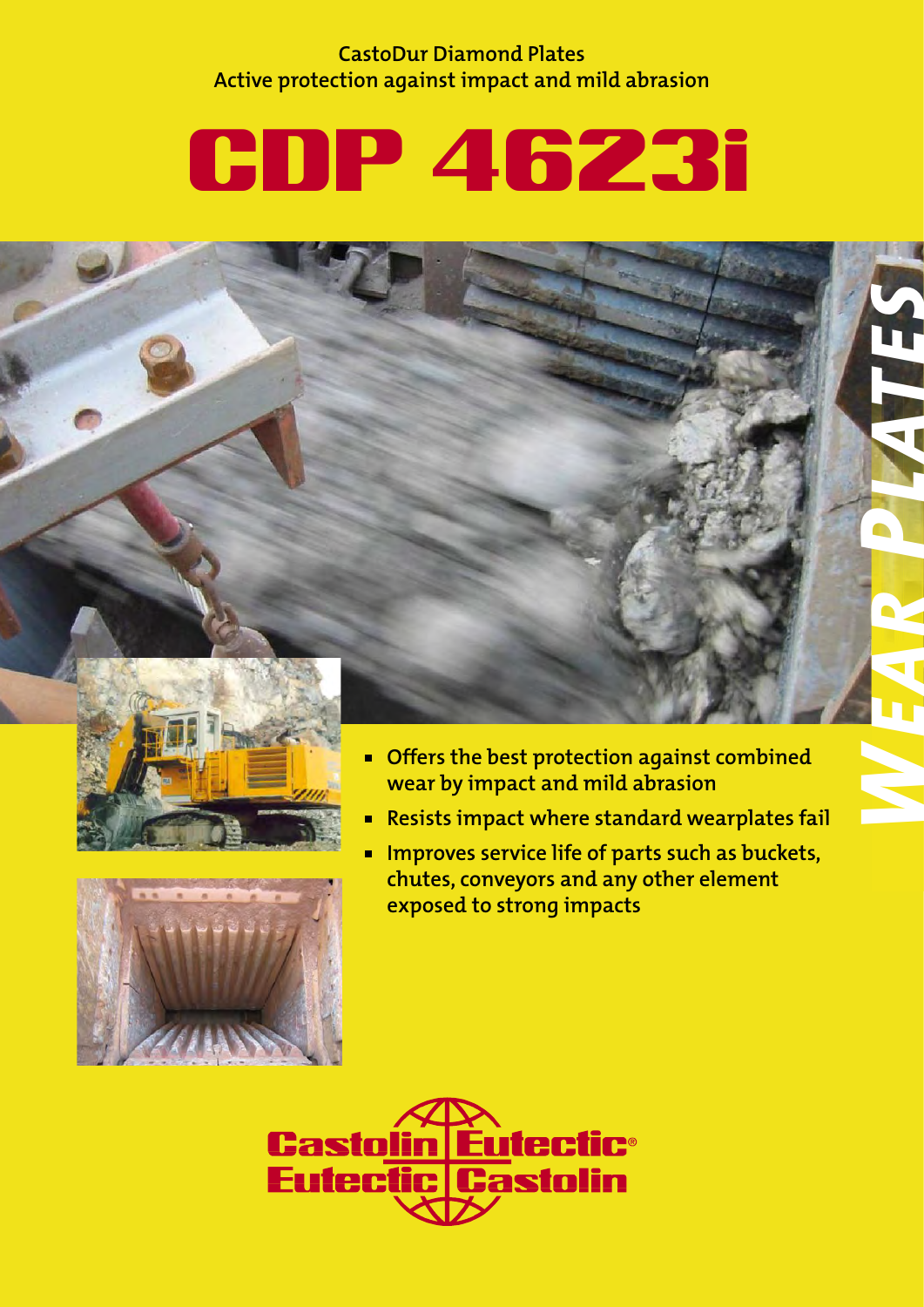CastoDur Diamond Plates
Active protection against impact and mild abrasion

# CDP 4623i

WEAR PLATES

- Offers the best protection against combined wear by impact and mild abrasion
- Resists impact where standard wearplates fail
- Improves service life of parts such as buckets, chutes, conveyors and any other element exposed to strong impacts

Castolin Eutectic®
Eutectic Castolin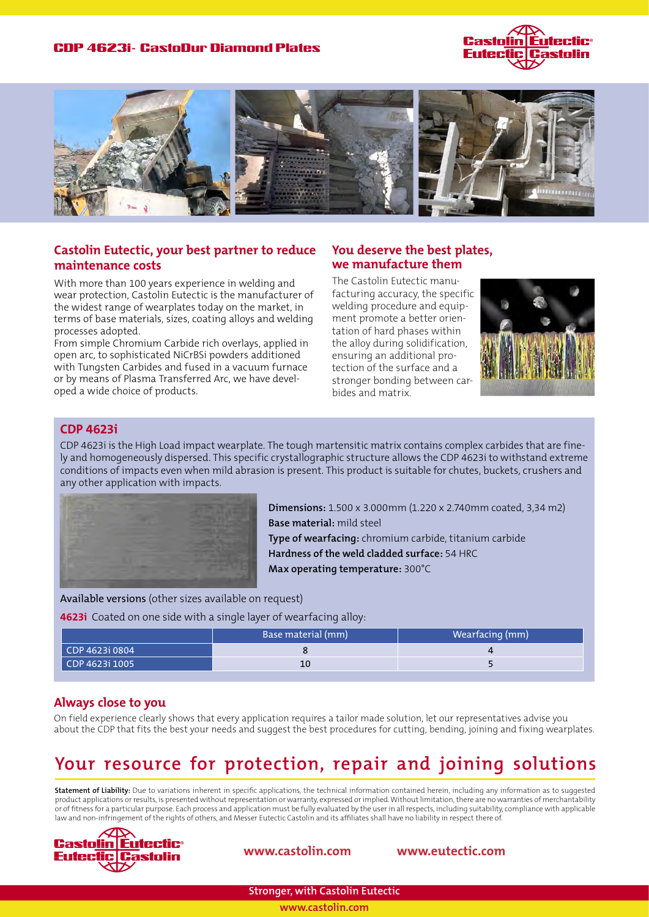# CDP 4623i- CastoDur Diamond Plates

## Castolin Eutectic, your best partner to reduce maintenance costs

With more than 100 years experience in welding and wear protection, Castolin Eutectic is the manufacturer of the widest range of wearplates today on the market, in terms of base materials, sizes, coating alloys and welding processes adopted.
From simple Chromium Carbide rich overlays, applied in open arc, to sophisticated NiCrBSi powders additioned with Tungsten Carbides and fused in a vacuum furnace or by means of Plasma Transferred Arc, we have developed a wide choice of products.

## You deserve the best plates, we manufacture them

The Castolin Eutectic manufacturing accuracy, the specific welding procedure and equipment promote a better orientation of hard phases within the alloy during solidification, ensuring an additional protection of the surface and a stronger bonding between carbides and matrix.

## CDP 4623i

CDP 4623i is the High Load impact wearplate. The tough martensitic matrix contains complex carbides that are finely and homogeneously dispersed. This specific crystallographic structure allows the CDP 4623i to withstand extreme conditions of impacts even when mild abrasion is present. This product is suitable for chutes, buckets, crushers and any other application with impacts.

**Dimensions:** 1.500 x 3.000mm (1.220 x 2.740mm coated, 3,34 m2)
**Base material:** mild steel
**Type of wearfacing:** chromium carbide, titanium carbide
**Hardness of the weld cladded surface:** 54 HRC
**Max operating temperature:** 300°C

**Available versions** (other sizes available on request)

**4623i** Coated on one side with a single layer of wearfacing alloy:

| | Base material (mm) | Wearfacing (mm) |
|---|---|---|
| CDP 4623i 0804 | 8 | 4 |
| CDP 4623i 1005 | 10 | 5 |

## Always close to you

On field experience clearly shows that every application requires a tailor made solution, let our representatives advise you about the CDP that fits the best your needs and suggest the best procedures for cutting, bending, joining and fixing wearplates.

# Your resource for protection, repair and joining solutions

**Statement of Liability:** Due to variations inherent in specific applications, the technical information contained herein, including any information as to suggested product applications or results, is presented without representation or warranty, expressed or implied. Without limitation, there are no warranties of merchantability or of fitness for a particular purpose. Each process and application must be fully evaluated by the user in all respects, including suitability, compliance with applicable law and non-infringement of the rights of others, and Messer Eutectic Castolin and its affiliates shall have no liability in respect there of.

www.castolin.com www.eutectic.com

Stronger, with Castolin Eutectic
www.castolin.com